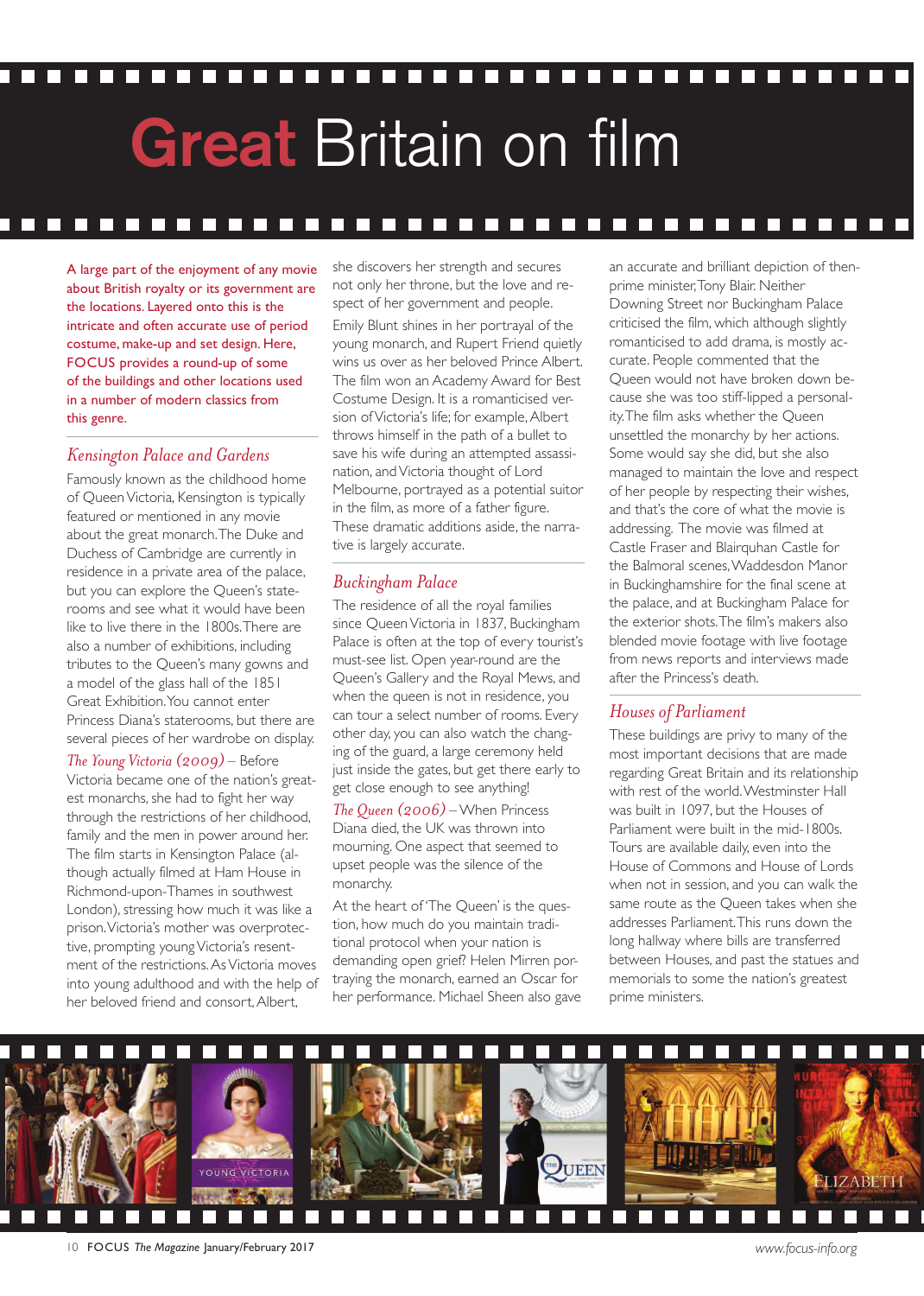# Great Britain on film

A large part of the enjoyment of any movie about British royalty or its government are the locations. Layered onto this is the intricate and often accurate use of period costume, make-up and set design. Here, FOCUS provides a round-up of some of the buildings and other locations used in a number of modern classics from this genre.

## *Kensington Palace and Gardens*

Famously known as the childhood home of Queen Victoria, Kensington is typically featured or mentioned in any movie about the great monarch. The Duke and Duchess of Cambridge are currently in residence in a private area of the palace, but you can explore the Queen's state-rooms and see what it would have been like to live there in the 1800s. There are also a number of exhibitions, including tributes to the Queen's many gowns and a model of the glass hall of the 1851 Great Exhibition. You cannot enter Princess Diana's staterooms, but there are several pieces of her wardrobe on display.

*The Young Victoria (2009)* – Before Victoria became one of the nation's greatest monarchs, she had to fight her way through the restrictions of her childhood, family and the men in power around her. The film starts in Kensington Palace (although actually filmed at Ham House in Richmond-upon-Thames in southwest London), stressing how much it was like a prison. Victoria's mother was overprotective, prompting young Victoria's resentment of the restrictions. As Victoria moves into young adulthood and with the help of her beloved friend and consort, Albert, she discovers her strength and secures not only her throne, but the love and respect of her government and people.

Emily Blunt shines in her portrayal of the young monarch, and Rupert Friend quietly wins us over as her beloved Prince Albert. The film won an Academy Award for Best Costume Design. It is a romanticised version of Victoria's life; for example, Albert throws himself in the path of a bullet to save his wife during an attempted assassination, and Victoria thought of Lord Melbourne, portrayed as a potential suitor in the film, as more of a father figure. These dramatic additions aside, the narrative is largely accurate.

## *Buckingham Palace*

The residence of all the royal families since Queen Victoria in 1837, Buckingham Palace is often at the top of every tourist's must-see list. Open year-round are the Queen's Gallery and the Royal Mews, and when the queen is not in residence, you can tour a select number of rooms. Every other day, you can also watch the changing of the guard, a large ceremony held just inside the gates, but get there early to get close enough to see anything!

*The Queen (2006)* – When Princess Diana died, the UK was thrown into mourning. One aspect that seemed to upset people was the silence of the monarchy.

At the heart of 'The Queen' is the question, how much do you maintain traditional protocol when your nation is demanding open grief? Helen Mirren portraying the monarch, earned an Oscar for her performance. Michael Sheen also gave an accurate and brilliant depiction of then-prime minister, Tony Blair. Neither Downing Street nor Buckingham Palace criticised the film, which although slightly romanticised to add drama, is mostly accurate. People commented that the Queen would not have broken down because she was too stiff-lipped a personality. The film asks whether the Queen unsettled the monarchy by her actions. Some would say she did, but she also managed to maintain the love and respect of her people by respecting their wishes, and that's the core of what the movie is addressing. The movie was filmed at Castle Fraser and Blairquhan Castle for the Balmoral scenes, Waddesdon Manor in Buckinghamshire for the final scene at the palace, and at Buckingham Palace for the exterior shots. The film's makers also blended movie footage with live footage from news reports and interviews made after the Princess's death.

## *Houses of Parliament*

These buildings are privy to many of the most important decisions that are made regarding Great Britain and its relationship with rest of the world. Westminster Hall was built in 1097, but the Houses of Parliament were built in the mid-1800s. Tours are available daily, even into the House of Commons and House of Lords when not in session, and you can walk the same route as the Queen takes when she addresses Parliament. This runs down the long hallway where bills are transferred between Houses, and past the statues and memorials to some the nation's greatest prime ministers.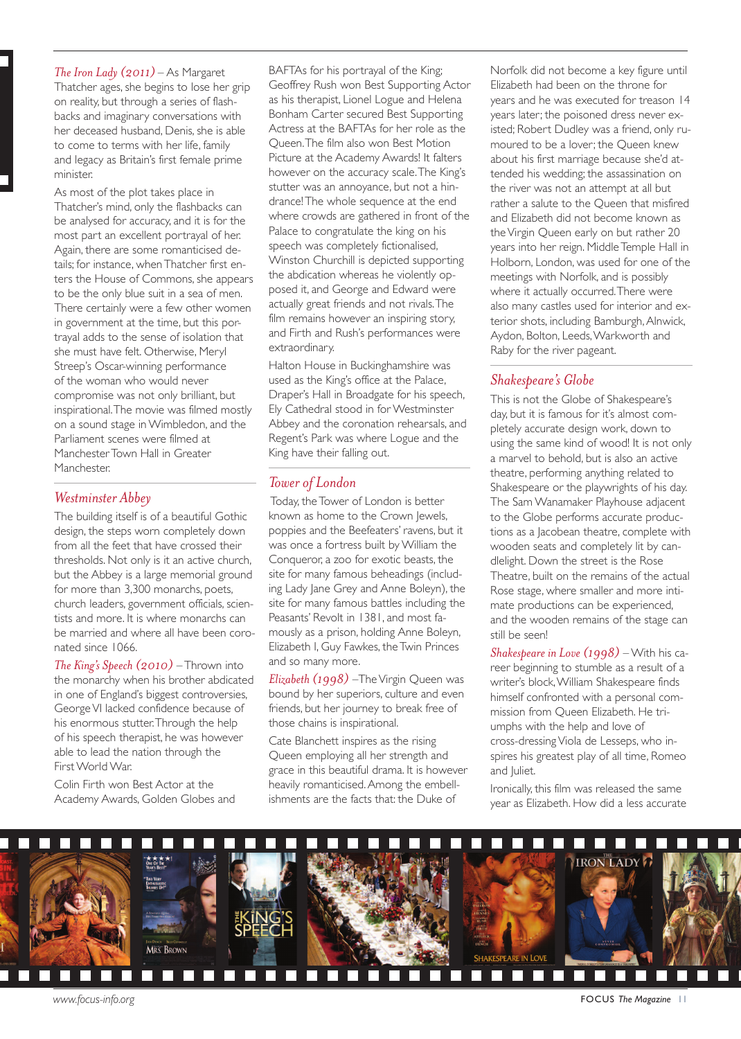*The Iron Lady (2011)* – As Margaret Thatcher ages, she begins to lose her grip on reality, but through a series of flash-backs and imaginary conversations with her deceased husband, Denis, she is able to come to terms with her life, family and legacy as Britain's first female prime minister.

As most of the plot takes place in Thatcher's mind, only the flashbacks can be analysed for accuracy, and it is for the most part an excellent portrayal of her. Again, there are some romanticised details; for instance, when Thatcher first enters the House of Commons, she appears to be the only blue suit in a sea of men. There certainly were a few other women in government at the time, but this portrayal adds to the sense of isolation that she must have felt. Otherwise, Meryl Streep's Oscar-winning performance of the woman who would never compromise was not only brilliant, but inspirational. The movie was filmed mostly on a sound stage in Wimbledon, and the Parliament scenes were filmed at Manchester Town Hall in Greater Manchester.

## Westminster Abbey

The building itself is of a beautiful Gothic design, the steps worn completely down from all the feet that have crossed their thresholds. Not only is it an active church, but the Abbey is a large memorial ground for more than 3,300 monarchs, poets, church leaders, government officials, scientists and more. It is where monarchs can be married and where all have been coronated since 1066.

*The King's Speech (2010)* – Thrown into the monarchy when his brother abdicated in one of England's biggest controversies, George VI lacked confidence because of his enormous stutter. Through the help of his speech therapist, he was however able to lead the nation through the First World War.

Colin Firth won Best Actor at the Academy Awards, Golden Globes and BAFTAs for his portrayal of the King; Geoffrey Rush won Best Supporting Actor as his therapist, Lionel Logue and Helena Bonham Carter secured Best Supporting Actress at the BAFTAs for her role as the Queen. The film also won Best Motion Picture at the Academy Awards! It falters however on the accuracy scale. The King's stutter was an annoyance, but not a hindrance! The whole sequence at the end where crowds are gathered in front of the Palace to congratulate the king on his speech was completely fictionalised, Winston Churchill is depicted supporting the abdication whereas he violently opposed it, and George and Edward were actually great friends and not rivals. The film remains however an inspiring story, and Firth and Rush's performances were extraordinary.

Halton House in Buckinghamshire was used as the King's office at the Palace, Draper's Hall in Broadgate for his speech, Ely Cathedral stood in for Westminster Abbey and the coronation rehearsals, and Regent's Park was where Logue and the King have their falling out.

## Tower of London

Today, the Tower of London is better known as home to the Crown Jewels, poppies and the Beefeaters' ravens, but it was once a fortress built by William the Conqueror, a zoo for exotic beasts, the site for many famous beheadings (including Lady Jane Grey and Anne Boleyn), the site for many famous battles including the Peasants' Revolt in 1381, and most famously as a prison, holding Anne Boleyn, Elizabeth I, Guy Fawkes, the Twin Princes and so many more.

*Elizabeth (1998)* – The Virgin Queen was bound by her superiors, culture and even friends, but her journey to break free of those chains is inspirational.

Cate Blanchett inspires as the rising Queen employing all her strength and grace in this beautiful drama. It is however heavily romanticised. Among the embellishments are the facts that: the Duke of Norfolk did not become a key figure until Elizabeth had been on the throne for years and he was executed for treason 14 years later; the poisoned dress never existed; Robert Dudley was a friend, only rumoured to be a lover; the Queen knew about his first marriage because she'd attended his wedding; the assassination on the river was not an attempt at all but rather a salute to the Queen that misfired and Elizabeth did not become known as the Virgin Queen early on but rather 20 years into her reign. Middle Temple Hall in Holborn, London, was used for one of the meetings with Norfolk, and is possibly where it actually occurred. There were also many castles used for interior and exterior shots, including Bamburgh, Alnwick, Aydon, Bolton, Leeds, Warkworth and Raby for the river pageant.

## Shakespeare's Globe

This is not the Globe of Shakespeare's day, but it is famous for it's almost completely accurate design work, down to using the same kind of wood! It is not only a marvel to behold, but is also an active theatre, performing anything related to Shakespeare or the playwrights of his day. The Sam Wanamaker Playhouse adjacent to the Globe performs accurate productions as a Jacobean theatre, complete with wooden seats and completely lit by candlelight. Down the street is the Rose Theatre, built on the remains of the actual Rose stage, where smaller and more intimate productions can be experienced, and the wooden remains of the stage can still be seen!

*Shakespeare in Love (1998)* – With his career beginning to stumble as a result of a writer's block, William Shakespeare finds himself confronted with a personal commission from Queen Elizabeth. He triumphs with the help and love of cross-dressing Viola de Lesseps, who inspires his greatest play of all time, Romeo and Juliet.

Ironically, this film was released the same year as Elizabeth. How did a less accurate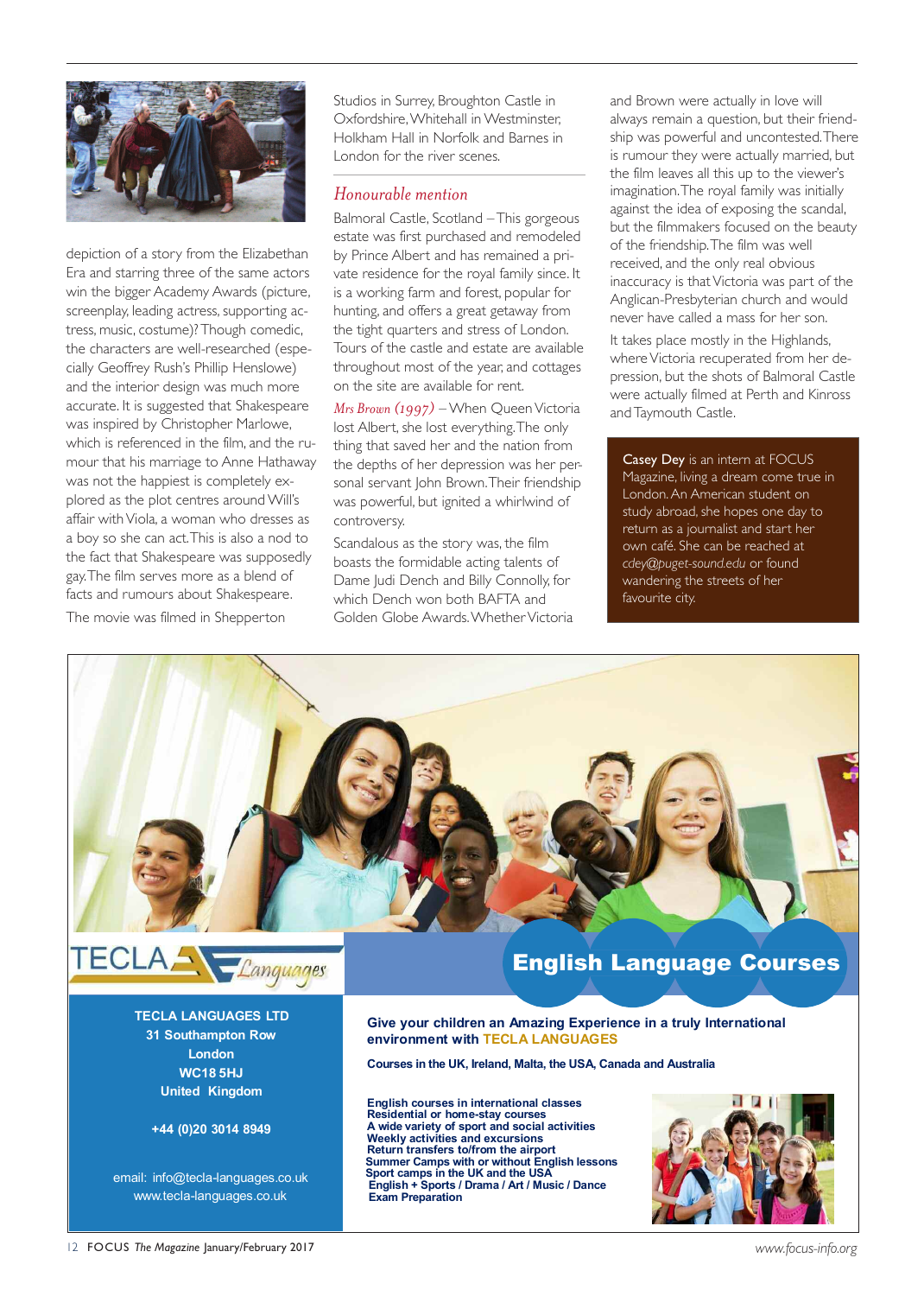depiction of a story from the Elizabethan Era and starring three of the same actors win the bigger Academy Awards (picture, screenplay, leading actress, supporting actress, music, costume)? Though comedic, the characters are well-researched (especially Geoffrey Rush's Phillip Henslowe) and the interior design was much more accurate. It is suggested that Shakespeare was inspired by Christopher Marlowe, which is referenced in the film, and the rumour that his marriage to Anne Hathaway was not the happiest is completely explored as the plot centres around Will's affair with Viola, a woman who dresses as a boy so she can act. This is also a nod to the fact that Shakespeare was supposedly gay. The film serves more as a blend of facts and rumours about Shakespeare.

The movie was filmed in Shepperton Studios in Surrey, Broughton Castle in Oxfordshire, Whitehall in Westminster, Holkham Hall in Norfolk and Barnes in London for the river scenes.

## *Honourable mention*

Balmoral Castle, Scotland – This gorgeous estate was first purchased and remodeled by Prince Albert and has remained a private residence for the royal family since. It is a working farm and forest, popular for hunting, and offers a great getaway from the tight quarters and stress of London. Tours of the castle and estate are available throughout most of the year, and cottages on the site are available for rent.

*Mrs Brown (1997)* – When Queen Victoria lost Albert, she lost everything. The only thing that saved her and the nation from the depths of her depression was her personal servant John Brown. Their friendship was powerful, but ignited a whirlwind of controversy.

Scandalous as the story was, the film boasts the formidable acting talents of Dame Judi Dench and Billy Connolly, for which Dench won both BAFTA and Golden Globe Awards. Whether Victoria and Brown were actually in love will always remain a question, but their friendship was powerful and uncontested. There is rumour they were actually married, but the film leaves all this up to the viewer's imagination. The royal family was initially against the idea of exposing the scandal, but the filmmakers focused on the beauty of the friendship. The film was well received, and the only real obvious inaccuracy is that Victoria was part of the Anglican-Presbyterian church and would never have called a mass for her son.

It takes place mostly in the Highlands, where Victoria recuperated from her depression, but the shots of Balmoral Castle were actually filmed at Perth and Kinross and Taymouth Castle.

**Casey Dey** is an intern at FOCUS Magazine, living a dream come true in London. An American student on study abroad, she hopes one day to return as a journalist and start her own café. She can be reached at *cdey@puget-sound.edu* or found wandering the streets of her favourite city.

---

TECLA Languages

**English Language Courses**

**TECLA LANGUAGES LTD**
**31 Southampton Row**
**London**
**WC18 5HJ**
**United Kingdom**

**+44 (0)20 3014 8949**

email: info@tecla-languages.co.uk
www.tecla-languages.co.uk

**Give your children an Amazing Experience in a truly International environment with TECLA LANGUAGES**

**Courses in the UK, Ireland, Malta, the USA, Canada and Australia**

**English courses in international classes**
**Residential or home-stay courses**
**A wide variety of sport and social activities**
**Weekly activities and excursions**
**Return transfers to/from the airport**
**Summer Camps with or without English lessons**
**Sport camps in the UK and the USA**
**English + Sports / Drama / Art / Music / Dance**
**Exam Preparation**